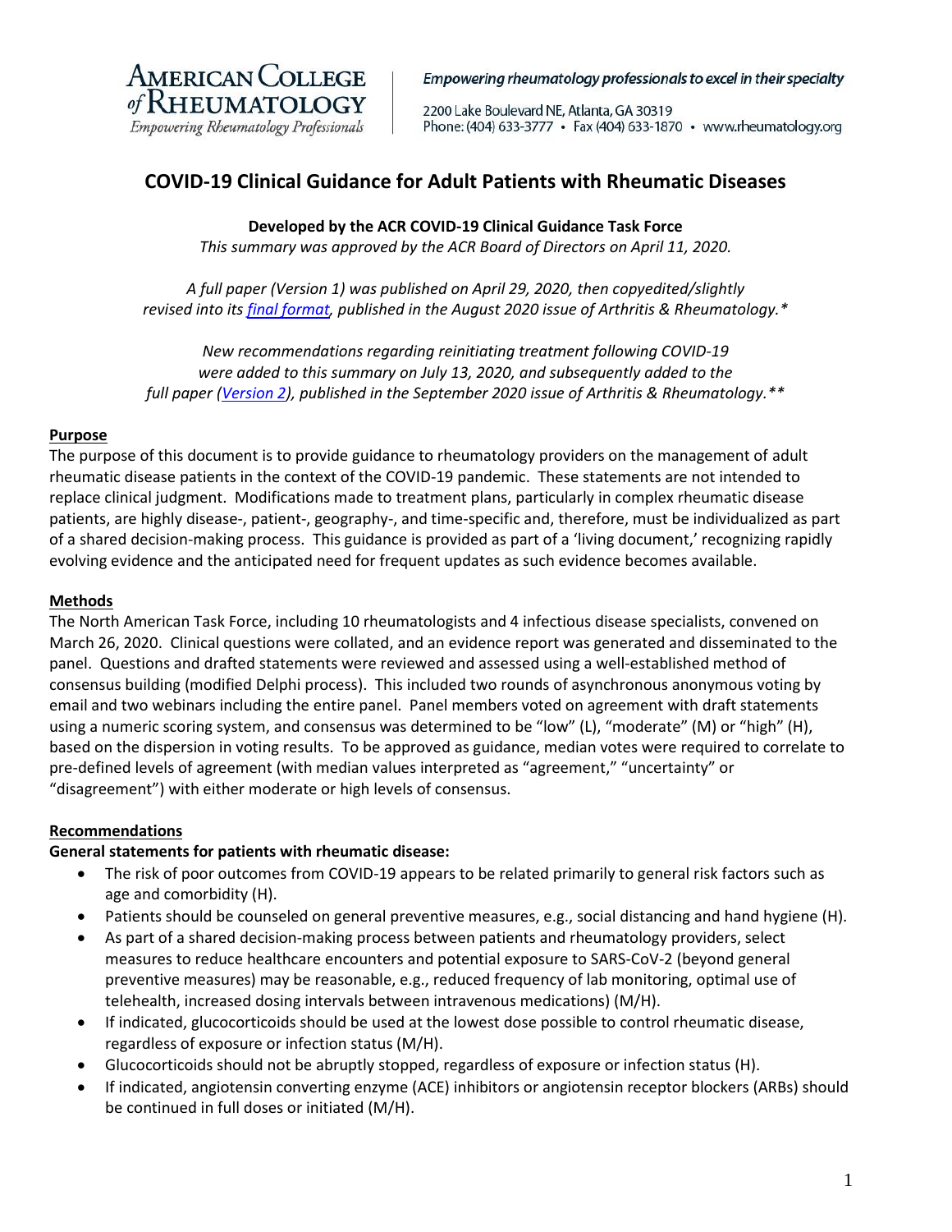AMERICAN COLLEGE of RHEUMATOLOGY
*Empowering Rheumatology Professionals*

*Empowering rheumatology professionals to excel in their specialty*

2200 Lake Boulevard NE, Atlanta, GA 30319
Phone: (404) 633-3777 • Fax (404) 633-1870 • www.rheumatology.org

# COVID-19 Clinical Guidance for Adult Patients with Rheumatic Diseases

**Developed by the ACR COVID-19 Clinical Guidance Task Force**

*This summary was approved by the ACR Board of Directors on April 11, 2020.*

*A full paper (Version 1) was published on April 29, 2020, then copyedited/slightly revised into its final format, published in the August 2020 issue of Arthritis & Rheumatology.**

*New recommendations regarding reinitiating treatment following COVID-19 were added to this summary on July 13, 2020, and subsequently added to the full paper (Version 2), published in the September 2020 issue of Arthritis & Rheumatology.***

## Purpose

The purpose of this document is to provide guidance to rheumatology providers on the management of adult rheumatic disease patients in the context of the COVID-19 pandemic. These statements are not intended to replace clinical judgment. Modifications made to treatment plans, particularly in complex rheumatic disease patients, are highly disease-, patient-, geography-, and time-specific and, therefore, must be individualized as part of a shared decision-making process. This guidance is provided as part of a 'living document,' recognizing rapidly evolving evidence and the anticipated need for frequent updates as such evidence becomes available.

## Methods

The North American Task Force, including 10 rheumatologists and 4 infectious disease specialists, convened on March 26, 2020. Clinical questions were collated, and an evidence report was generated and disseminated to the panel. Questions and drafted statements were reviewed and assessed using a well-established method of consensus building (modified Delphi process). This included two rounds of asynchronous anonymous voting by email and two webinars including the entire panel. Panel members voted on agreement with draft statements using a numeric scoring system, and consensus was determined to be "low" (L), "moderate" (M) or "high" (H), based on the dispersion in voting results. To be approved as guidance, median votes were required to correlate to pre-defined levels of agreement (with median values interpreted as "agreement," "uncertainty" or "disagreement") with either moderate or high levels of consensus.

## Recommendations

**General statements for patients with rheumatic disease:**

- The risk of poor outcomes from COVID-19 appears to be related primarily to general risk factors such as age and comorbidity (H).
- Patients should be counseled on general preventive measures, e.g., social distancing and hand hygiene (H).
- As part of a shared decision-making process between patients and rheumatology providers, select measures to reduce healthcare encounters and potential exposure to SARS-CoV-2 (beyond general preventive measures) may be reasonable, e.g., reduced frequency of lab monitoring, optimal use of telehealth, increased dosing intervals between intravenous medications) (M/H).
- If indicated, glucocorticoids should be used at the lowest dose possible to control rheumatic disease, regardless of exposure or infection status (M/H).
- Glucocorticoids should not be abruptly stopped, regardless of exposure or infection status (H).
- If indicated, angiotensin converting enzyme (ACE) inhibitors or angiotensin receptor blockers (ARBs) should be continued in full doses or initiated (M/H).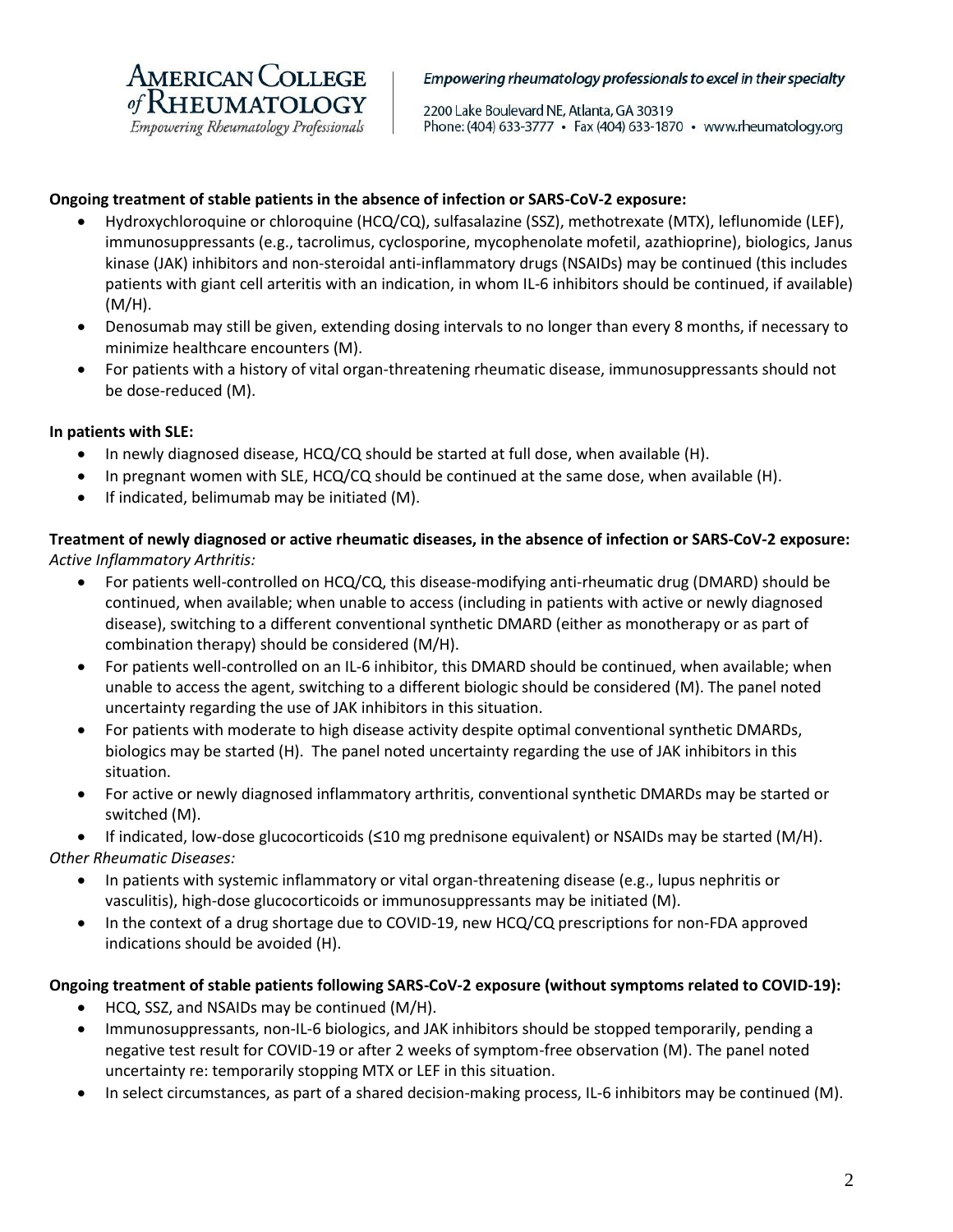**Ongoing treatment of stable patients in the absence of infection or SARS-CoV-2 exposure:**

- Hydroxychloroquine or chloroquine (HCQ/CQ), sulfasalazine (SSZ), methotrexate (MTX), leflunomide (LEF), immunosuppressants (e.g., tacrolimus, cyclosporine, mycophenolate mofetil, azathioprine), biologics, Janus kinase (JAK) inhibitors and non-steroidal anti-inflammatory drugs (NSAIDs) may be continued (this includes patients with giant cell arteritis with an indication, in whom IL-6 inhibitors should be continued, if available) (M/H).
- Denosumab may still be given, extending dosing intervals to no longer than every 8 months, if necessary to minimize healthcare encounters (M).
- For patients with a history of vital organ-threatening rheumatic disease, immunosuppressants should not be dose-reduced (M).

**In patients with SLE:**

- In newly diagnosed disease, HCQ/CQ should be started at full dose, when available (H).
- In pregnant women with SLE, HCQ/CQ should be continued at the same dose, when available (H).
- If indicated, belimumab may be initiated (M).

**Treatment of newly diagnosed or active rheumatic diseases, in the absence of infection or SARS-CoV-2 exposure:**

*Active Inflammatory Arthritis:*

- For patients well-controlled on HCQ/CQ, this disease-modifying anti-rheumatic drug (DMARD) should be continued, when available; when unable to access (including in patients with active or newly diagnosed disease), switching to a different conventional synthetic DMARD (either as monotherapy or as part of combination therapy) should be considered (M/H).
- For patients well-controlled on an IL-6 inhibitor, this DMARD should be continued, when available; when unable to access the agent, switching to a different biologic should be considered (M). The panel noted uncertainty regarding the use of JAK inhibitors in this situation.
- For patients with moderate to high disease activity despite optimal conventional synthetic DMARDs, biologics may be started (H). The panel noted uncertainty regarding the use of JAK inhibitors in this situation.
- For active or newly diagnosed inflammatory arthritis, conventional synthetic DMARDs may be started or switched (M).
- If indicated, low-dose glucocorticoids (≤10 mg prednisone equivalent) or NSAIDs may be started (M/H).

*Other Rheumatic Diseases:*

- In patients with systemic inflammatory or vital organ-threatening disease (e.g., lupus nephritis or vasculitis), high-dose glucocorticoids or immunosuppressants may be initiated (M).
- In the context of a drug shortage due to COVID-19, new HCQ/CQ prescriptions for non-FDA approved indications should be avoided (H).

**Ongoing treatment of stable patients following SARS-CoV-2 exposure (without symptoms related to COVID-19):**

- HCQ, SSZ, and NSAIDs may be continued (M/H).
- Immunosuppressants, non-IL-6 biologics, and JAK inhibitors should be stopped temporarily, pending a negative test result for COVID-19 or after 2 weeks of symptom-free observation (M). The panel noted uncertainty re: temporarily stopping MTX or LEF in this situation.
- In select circumstances, as part of a shared decision-making process, IL-6 inhibitors may be continued (M).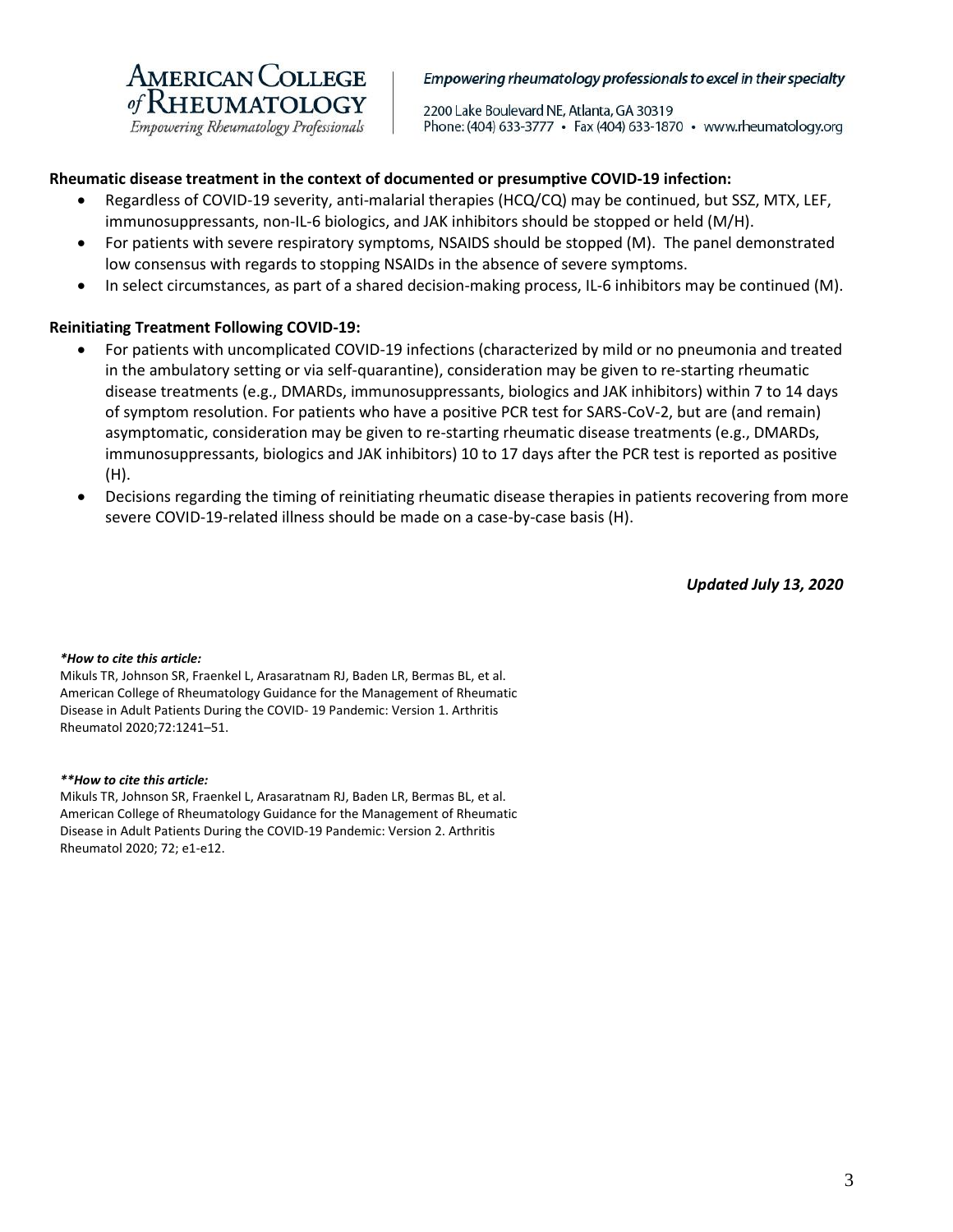**Rheumatic disease treatment in the context of documented or presumptive COVID-19 infection:**

- Regardless of COVID-19 severity, anti-malarial therapies (HCQ/CQ) may be continued, but SSZ, MTX, LEF, immunosuppressants, non-IL-6 biologics, and JAK inhibitors should be stopped or held (M/H).
- For patients with severe respiratory symptoms, NSAIDS should be stopped (M). The panel demonstrated low consensus with regards to stopping NSAIDs in the absence of severe symptoms.
- In select circumstances, as part of a shared decision-making process, IL-6 inhibitors may be continued (M).

**Reinitiating Treatment Following COVID-19:**

- For patients with uncomplicated COVID-19 infections (characterized by mild or no pneumonia and treated in the ambulatory setting or via self-quarantine), consideration may be given to re-starting rheumatic disease treatments (e.g., DMARDs, immunosuppressants, biologics and JAK inhibitors) within 7 to 14 days of symptom resolution. For patients who have a positive PCR test for SARS-CoV-2, but are (and remain) asymptomatic, consideration may be given to re-starting rheumatic disease treatments (e.g., DMARDs, immunosuppressants, biologics and JAK inhibitors) 10 to 17 days after the PCR test is reported as positive (H).
- Decisions regarding the timing of reinitiating rheumatic disease therapies in patients recovering from more severe COVID-19-related illness should be made on a case-by-case basis (H).

***Updated July 13, 2020***

***\*How to cite this article:***
Mikuls TR, Johnson SR, Fraenkel L, Arasaratnam RJ, Baden LR, Bermas BL, et al. American College of Rheumatology Guidance for the Management of Rheumatic Disease in Adult Patients During the COVID- 19 Pandemic: Version 1. Arthritis Rheumatol 2020;72:1241–51.

***\*\*How to cite this article:***
Mikuls TR, Johnson SR, Fraenkel L, Arasaratnam RJ, Baden LR, Bermas BL, et al. American College of Rheumatology Guidance for the Management of Rheumatic Disease in Adult Patients During the COVID-19 Pandemic: Version 2. Arthritis Rheumatol 2020; 72; e1-e12.